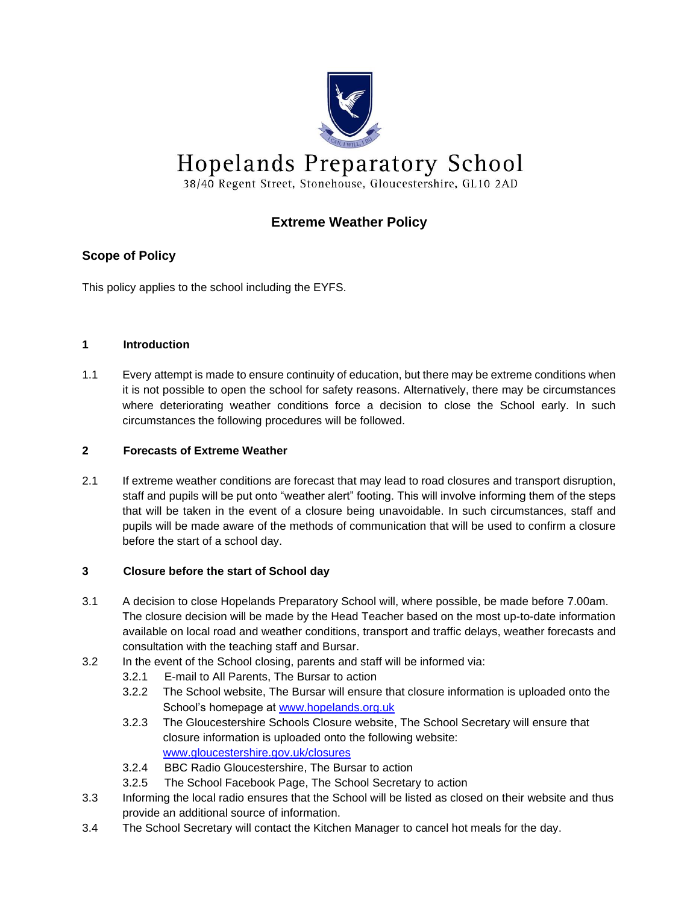# Hopelands Preparatory School

38/40 Regent Street, Stonehouse, Gloucestershire, GL10 2AD

## Extreme Weather Policy

### Scope of Policy

This policy applies to the school including the EYFS.

#### 1 Introduction

1.1 Every attempt is made to ensure continuity of education, but there may be extreme conditions when it is not possible to open the school for safety reasons. Alternatively, there may be circumstances where deteriorating weather conditions force a decision to close the School early. In such circumstances the following procedures will be followed.

#### 2 Forecasts of Extreme Weather

2.1 If extreme weather conditions are forecast that may lead to road closures and transport disruption, staff and pupils will be put onto "weather alert" footing. This will involve informing them of the steps that will be taken in the event of a closure being unavoidable. In such circumstances, staff and pupils will be made aware of the methods of communication that will be used to confirm a closure before the start of a school day.

#### 3 Closure before the start of School day

3.1 A decision to close Hopelands Preparatory School will, where possible, be made before 7.00am. The closure decision will be made by the Head Teacher based on the most up-to-date information available on local road and weather conditions, transport and traffic delays, weather forecasts and consultation with the teaching staff and Bursar.

3.2 In the event of the School closing, parents and staff will be informed via:

- 3.2.1 E-mail to All Parents, The Bursar to action
- 3.2.2 The School website, The Bursar will ensure that closure information is uploaded onto the School's homepage at [www.hopelands.org.uk](http://www.hopelands.org.uk)
- 3.2.3 The Gloucestershire Schools Closure website, The School Secretary will ensure that closure information is uploaded onto the following website: [www.gloucestershire.gov.uk/closures](http://www.gloucestershire.gov.uk/closures)
- 3.2.4 BBC Radio Gloucestershire, The Bursar to action
- 3.2.5 The School Facebook Page, The School Secretary to action

3.3 Informing the local radio ensures that the School will be listed as closed on their website and thus provide an additional source of information.

3.4 The School Secretary will contact the Kitchen Manager to cancel hot meals for the day.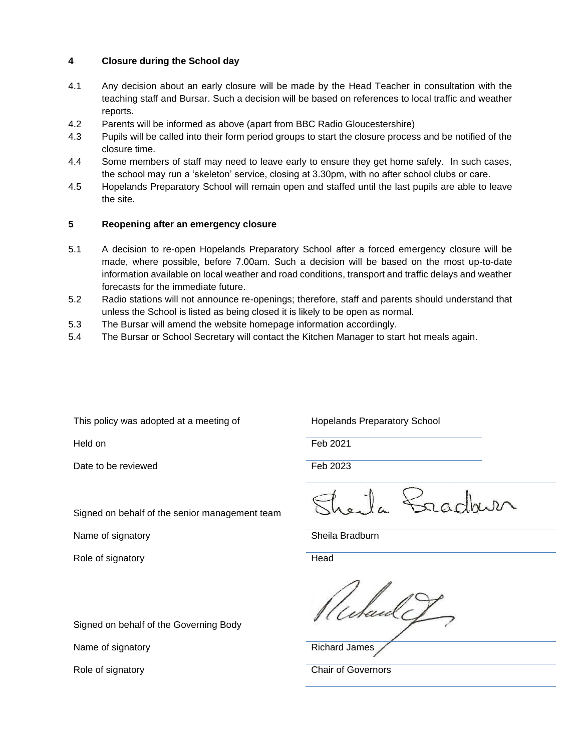## 4 Closure during the School day

4.1 Any decision about an early closure will be made by the Head Teacher in consultation with the teaching staff and Bursar. Such a decision will be based on references to local traffic and weather reports.

4.2 Parents will be informed as above (apart from BBC Radio Gloucestershire)

4.3 Pupils will be called into their form period groups to start the closure process and be notified of the closure time.

4.4 Some members of staff may need to leave early to ensure they get home safely. In such cases, the school may run a 'skeleton' service, closing at 3.30pm, with no after school clubs or care.

4.5 Hopelands Preparatory School will remain open and staffed until the last pupils are able to leave the site.

## 5 Reopening after an emergency closure

5.1 A decision to re-open Hopelands Preparatory School after a forced emergency closure will be made, where possible, before 7.00am. Such a decision will be based on the most up-to-date information available on local weather and road conditions, transport and traffic delays and weather forecasts for the immediate future.

5.2 Radio stations will not announce re-openings; therefore, staff and parents should understand that unless the School is listed as being closed it is likely to be open as normal.

5.3 The Bursar will amend the website homepage information accordingly.

5.4 The Bursar or School Secretary will contact the Kitchen Manager to start hot meals again.

| | |
|---|---|
| This policy was adopted at a meeting of | Hopelands Preparatory School |
| Held on | Feb 2021 |
| Date to be reviewed | Feb 2023 |
| Signed on behalf of the senior management team | Sheila Bradburn |
| Name of signatory | Sheila Bradburn |
| Role of signatory | Head |
| Signed on behalf of the Governing Body | Richard James |
| Name of signatory | Richard James |
| Role of signatory | Chair of Governors |